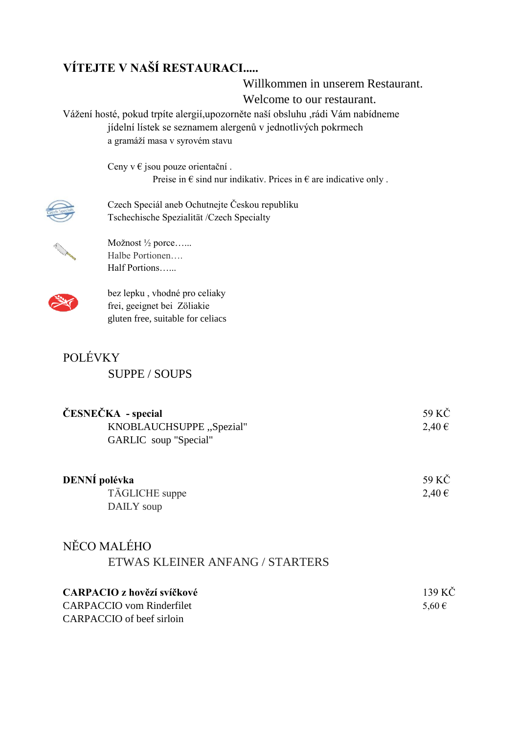# VÍTEJTE V NAŠÍ RESTAURACI.....

Willkommen in unserem Restaurant.
Welcome to our restaurant.

Vážení hosté, pokud trpíte alergií,upozorněte naší obsluhu ,rádi Vám nabídneme
jídelní lístek se seznamem alergenů v jednotlivých pokrmech
a gramáží masa v syrovém stavu

Ceny v € jsou pouze orientační .
Preise in € sind nur indikativ. Prices in € are indicative only .

Czech Speciál aneb Ochutnejte Českou republiku
Tschechische Spezialität /Czech Specialty

Možnost ½ porce…...
Halbe Portionen….
Half Portions…...

bez lepku , vhodné pro celiaky
frei, geeignet bei Zöliakie
gluten free, suitable for celiacs

## POLÉVKY

### SUPPE / SOUPS

**ČESNEČKA - special** — 59 KČ / 2,40 €
KNOBLAUCHSUPPE „Spezial"
GARLIC soup "Special"

**DENNÍ polévka** — 59 KČ / 2,40 €
TÄGLICHE suppe
DAILY soup

## NĚCO MALÉHO

### ETWAS KLEINER ANFANG / STARTERS

**CARPACIO z hovězí svíčkové** — 139 KČ / 5,60 €
CARPACCIO vom Rinderfilet
CARPACCIO of beef sirloin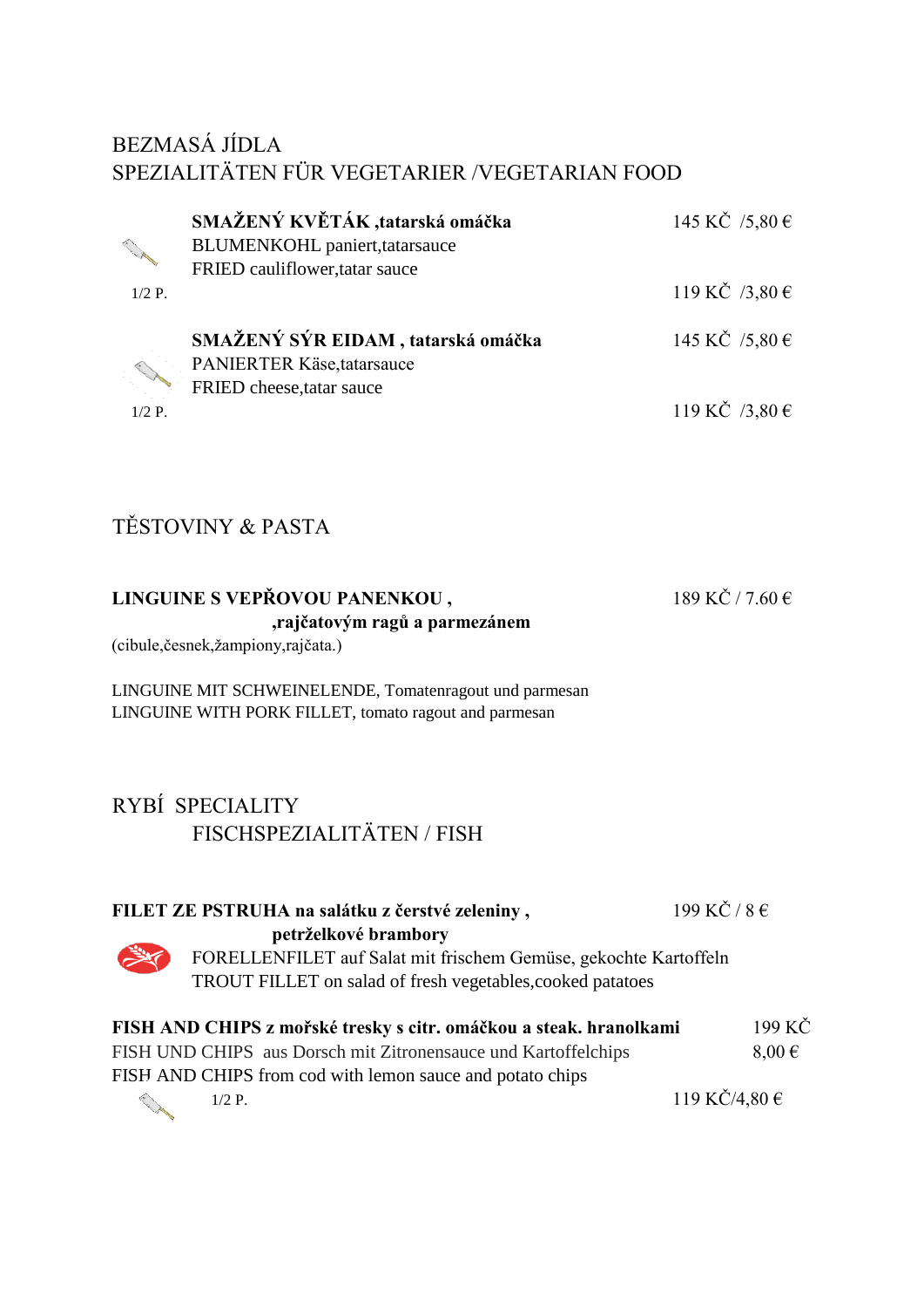## BEZMASÁ JÍDLA
## SPEZIALITÄTEN FÜR VEGETARIER /VEGETARIAN FOOD

**SMAŽENÝ KVĚTÁK ,tatarská omáčka** — 145 KČ /5,80 €
BLUMENKOHL paniert,tatarsauce
FRIED cauliflower,tatar sauce
1/2 P. — 119 KČ /3,80 €

**SMAŽENÝ SÝR EIDAM , tatarská omáčka** — 145 KČ /5,80 €
PANIERTER Käse,tatarsauce
FRIED cheese,tatar sauce
1/2 P. — 119 KČ /3,80 €

## TĚSTOVINY & PASTA

**LINGUINE S VEPŘOVOU PANENKOU , ,rajčatovým ragů a parmezánem** — 189 KČ / 7.60 €
(cibule,česnek,žampiony,rajčata.)

LINGUINE MIT SCHWEINELENDE, Tomatenragout und parmesan
LINGUINE WITH PORK FILLET, tomato ragout and parmesan

## RYBÍ SPECIALITY
## FISCHSPEZIALITÄTEN / FISH

**FILET ZE PSTRUHA na salátku z čerstvé zeleniny , petrželkové brambory** — 199 KČ / 8 €
FORELLENFILET auf Salat mit frischem Gemüse, gekochte Kartoffeln
TROUT FILLET on salad of fresh vegetables,cooked patatoes

**FISH AND CHIPS z mořské tresky s citr. omáčkou a steak. hranolkami** — 199 KČ 8,00 €
FISH UND CHIPS aus Dorsch mit Zitronensauce und Kartoffelchips
FISH AND CHIPS from cod with lemon sauce and potato chips
1/2 P. — 119 KČ/4,80 €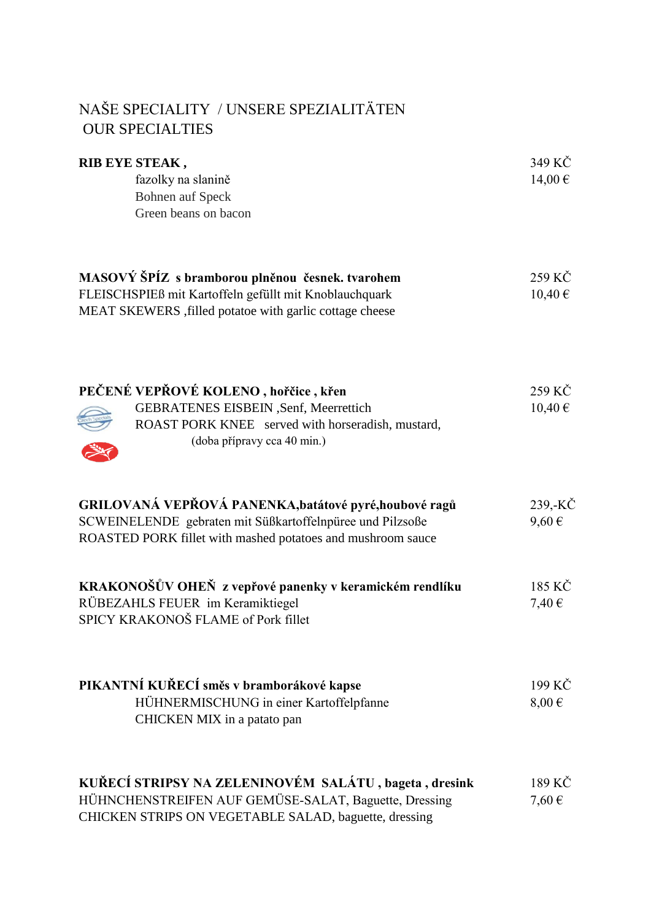## NAŠE SPECIALITY / UNSERE SPEZIALITÄTEN
## OUR SPECIALTIES

**RIB EYE STEAK ,**  
fazolky na slanině  
Bohnen auf Speck  
Green beans on bacon

349 KČ  
14,00 €

**MASOVÝ ŠPÍZ s bramborou plněnou česnek. tvarohem**  
FLEISCHSPIEß mit Kartoffeln gefüllt mit Knoblauchquark  
MEAT SKEWERS ,filled potatoe with garlic cottage cheese

259 KČ  
10,40 €

**PEČENÉ VEPŘOVÉ KOLENO , hořčice , křen**  
GEBRATENES EISBEIN ,Senf, Meerrettich  
ROAST PORK KNEE served with horseradish, mustard,  
(doba přípravy cca 40 min.)

259 KČ  
10,40 €

**GRILOVANÁ VEPŘOVÁ PANENKA,batátové pyré,houbové ragů**  
SCWEINELENDE gebraten mit Süßkartoffelnpüree und Pilzsoße  
ROASTED PORK fillet with mashed potatoes and mushroom sauce

239,-KČ  
9,60 €

**KRAKONOŠŮV OHEŇ z vepřové panenky v keramickém rendlíku**  
RÜBEZAHLS FEUER im Keramiktiegel  
SPICY KRAKONOŠ FLAME of Pork fillet

185 KČ  
7,40 €

**PIKANTNÍ KUŘECÍ směs v bramborákové kapse**  
HÜHNERMISCHUNG in einer Kartoffelpfanne  
CHICKEN MIX in a patato pan

199 KČ  
8,00 €

**KUŘECÍ STRIPSY NA ZELENINOVÉM SALÁTU , bageta , dresink**  
HÜHNCHENSTREIFEN AUF GEMÜSE-SALAT, Baguette, Dressing  
CHICKEN STRIPS ON VEGETABLE SALAD, baguette, dressing

189 KČ  
7,60 €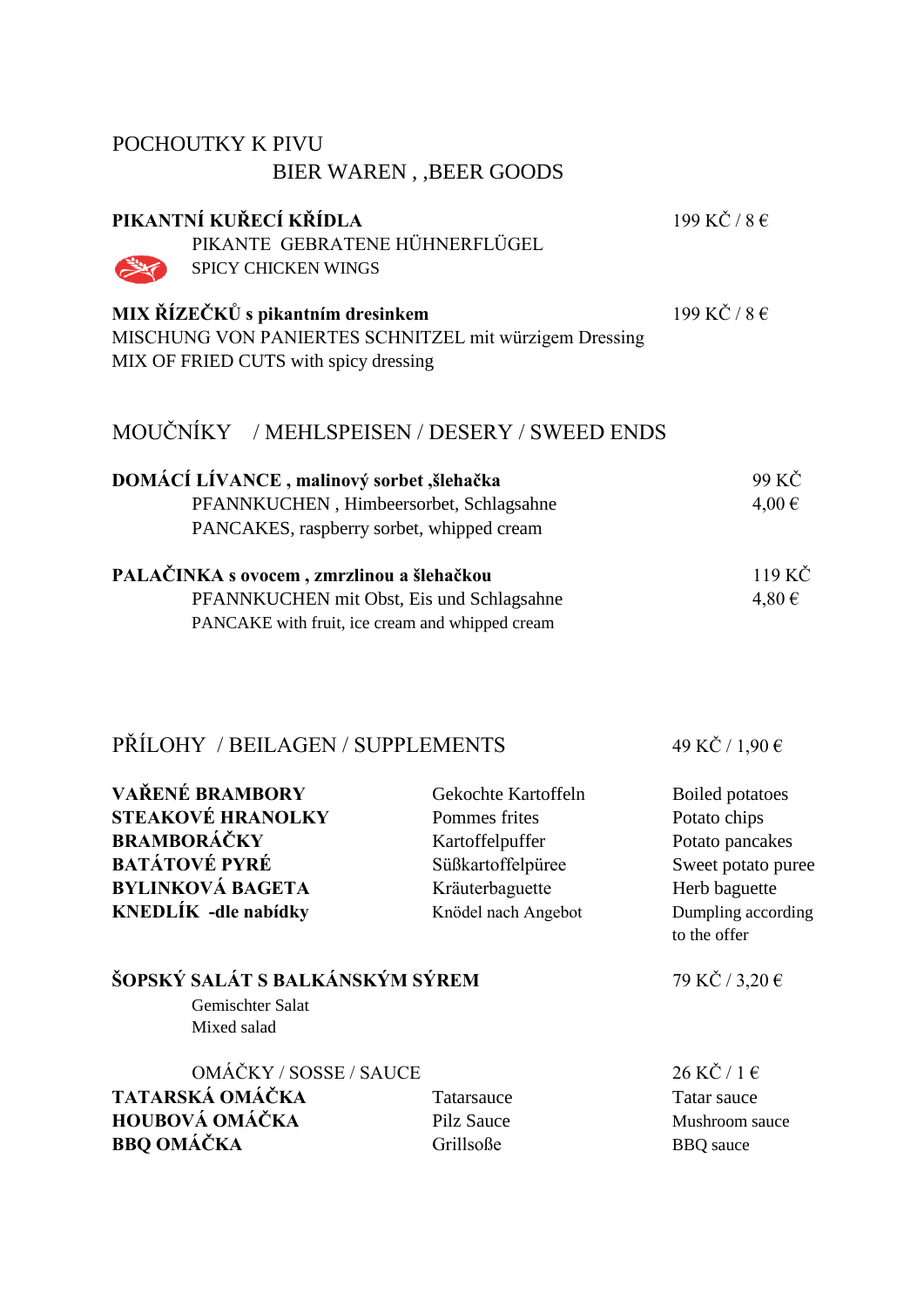## POCHOUTKY K PIVU

## BIER WAREN , ,BEER GOODS

**PIKANTNÍ KUŘECÍ KŘÍDLA** 199 KČ / 8 €
PIKANTE GEBRATENE HÜHNERFLÜGEL
SPICY CHICKEN WINGS

**MIX ŘÍZEČKŮ s pikantním dresinkem** 199 KČ / 8 €
MISCHUNG VON PANIERTES SCHNITZEL mit würzigem Dressing
MIX OF FRIED CUTS with spicy dressing

## MOUČNÍKY / MEHLSPEISEN / DESERY / SWEED ENDS

**DOMÁCÍ LÍVANCE , malinový sorbet ,šlehačka** 99 KČ
PFANNKUCHEN , Himbeersorbet, Schlagsahne 4,00 €
PANCAKES, raspberry sorbet, whipped cream

**PALAČINKA s ovocem , zmrzlinou a šlehačkou** 119 KČ
PFANNKUCHEN mit Obst, Eis und Schlagsahne 4,80 €
PANCAKE with fruit, ice cream and whipped cream

## PŘÍLOHY / BEILAGEN / SUPPLEMENTS

49 KČ / 1,90 €

| | | |
|---|---|---|
| **VAŘENÉ BRAMBORY** | Gekochte Kartoffeln | Boiled potatoes |
| **STEAKOVÉ HRANOLKY** | Pommes frites | Potato chips |
| **BRAMBORÁČKY** | Kartoffelpuffer | Potato pancakes |
| **BATÁTOVÉ PYRÉ** | Süßkartoffelpüree | Sweet potato puree |
| **BYLINKOVÁ BAGETA** | Kräuterbaguette | Herb baguette |
| **KNEDLÍK -dle nabídky** | Knödel nach Angebot | Dumpling according to the offer |

**ŠOPSKÝ SALÁT S BALKÁNSKÝM SÝREM** 79 KČ / 3,20 €
Gemischter Salat
Mixed salad

OMÁČKY / SOSSE / SAUCE 26 KČ / 1 €

| | | |
|---|---|---|
| **TATARSKÁ OMÁČKA** | Tatarsauce | Tatar sauce |
| **HOUBOVÁ OMÁČKA** | Pilz Sauce | Mushroom sauce |
| **BBQ OMÁČKA** | Grillsoße | BBQ sauce |